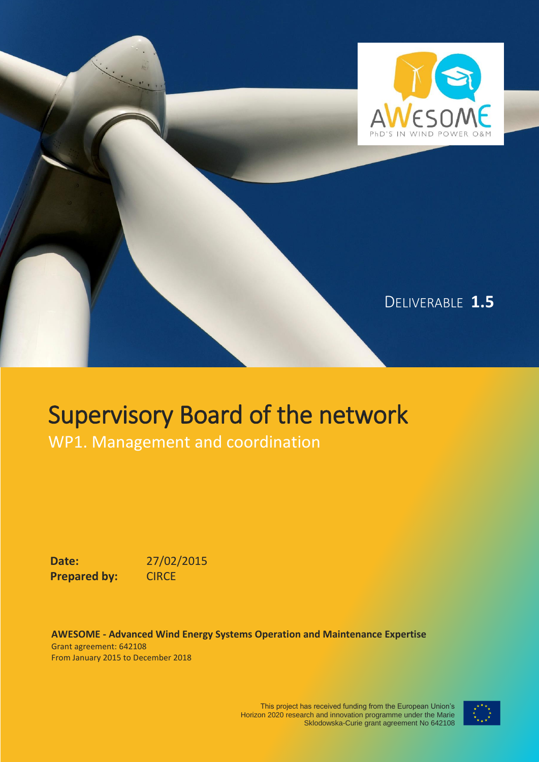AWESOME

PhD'S IN WIND POWER O&M

DELIVERABLE **1.5**

# Supervisory Board of the network

## WP1. Management and coordination

**Date:** 27/02/2015

**Prepared by:** CIRCE

**AWESOME - Advanced Wind Energy Systems Operation and Maintenance Expertise**
Grant agreement: 642108
From January 2015 to December 2018

This project has received funding from the European Union's Horizon 2020 research and innovation programme under the Marie Sklodowska-Curie grant agreement No 642108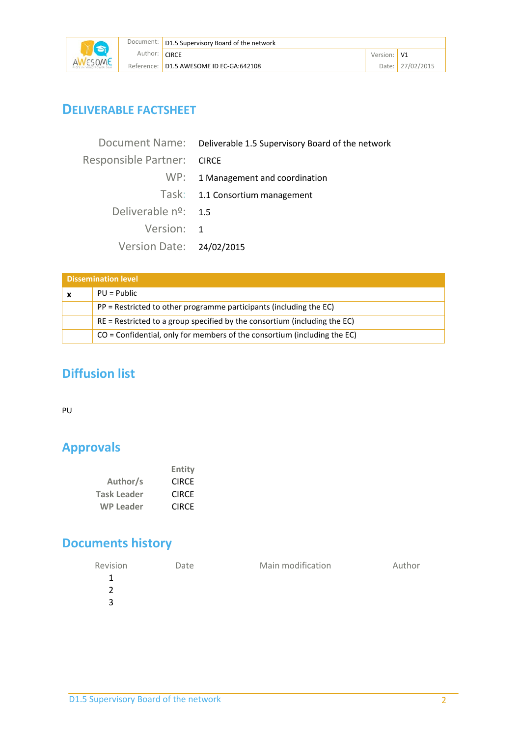## DELIVERABLE FACTSHEET

| | |
|---|---|
| Document Name: | Deliverable 1.5 Supervisory Board of the network |
| Responsible Partner: | CIRCE |
| WP: | 1 Management and coordination |
| Task: | 1.1 Consortium management |
| Deliverable nº: | 1.5 |
| Version: | 1 |
| Version Date: | 24/02/2015 |

| Dissemination level | |
|---|---|
| x | PU = Public |
| | PP = Restricted to other programme participants (including the EC) |
| | RE = Restricted to a group specified by the consortium (including the EC) |
| | CO = Confidential, only for members of the consortium (including the EC) |

## Diffusion list

PU

## Approvals

| | Entity |
|---|---|
| Author/s | CIRCE |
| Task Leader | CIRCE |
| WP Leader | CIRCE |

## Documents history

| Revision | Date | Main modification | Author |
|---|---|---|---|
| 1 | | | |
| 2 | | | |
| 3 | | | |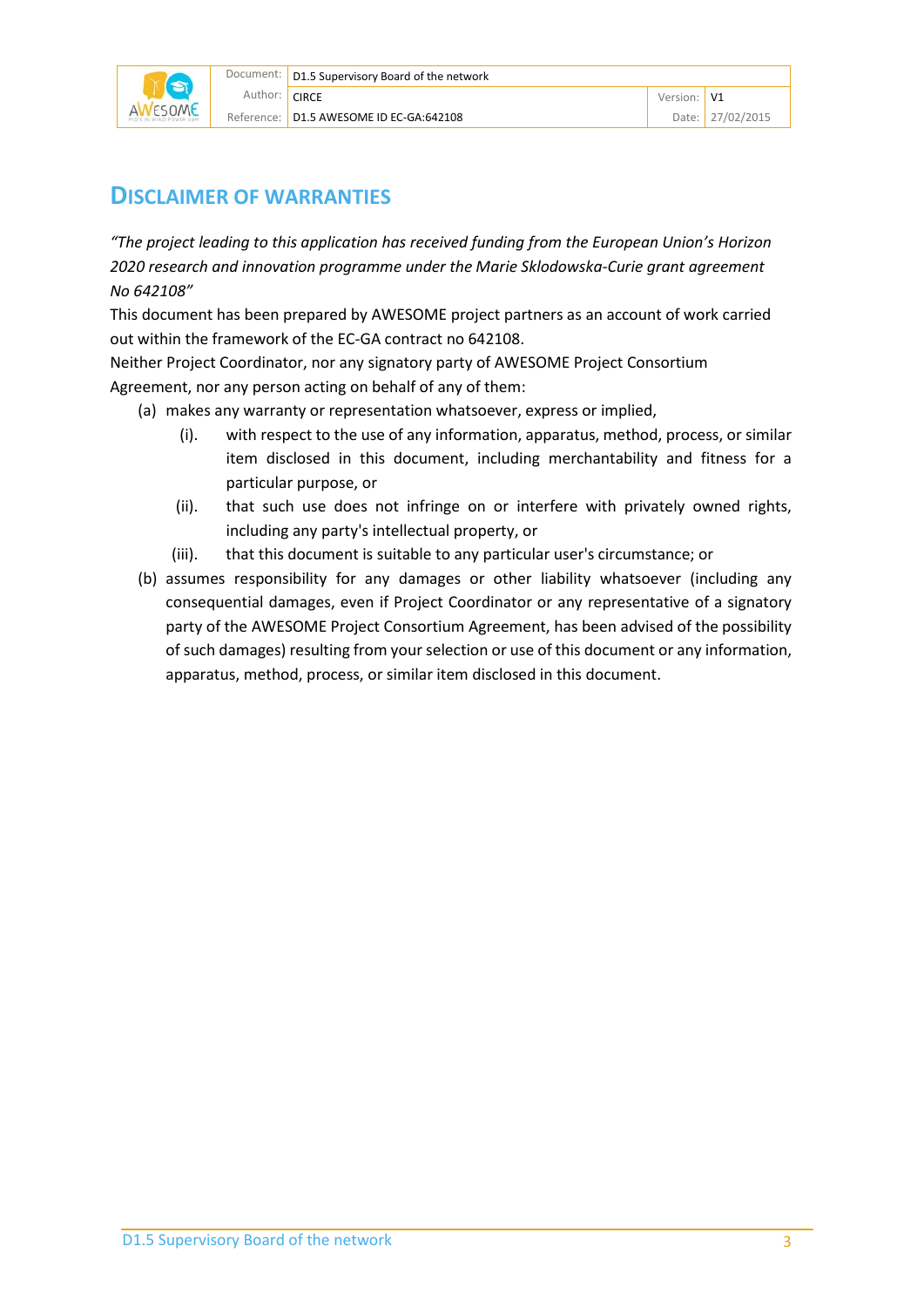# DISCLAIMER OF WARRANTIES

*"The project leading to this application has received funding from the European Union's Horizon 2020 research and innovation programme under the Marie Sklodowska-Curie grant agreement No 642108"*

This document has been prepared by AWESOME project partners as an account of work carried out within the framework of the EC-GA contract no 642108.

Neither Project Coordinator, nor any signatory party of AWESOME Project Consortium Agreement, nor any person acting on behalf of any of them:

(a) makes any warranty or representation whatsoever, express or implied,

   (i). with respect to the use of any information, apparatus, method, process, or similar item disclosed in this document, including merchantability and fitness for a particular purpose, or

   (ii). that such use does not infringe on or interfere with privately owned rights, including any party's intellectual property, or

   (iii). that this document is suitable to any particular user's circumstance; or

(b) assumes responsibility for any damages or other liability whatsoever (including any consequential damages, even if Project Coordinator or any representative of a signatory party of the AWESOME Project Consortium Agreement, has been advised of the possibility of such damages) resulting from your selection or use of this document or any information, apparatus, method, process, or similar item disclosed in this document.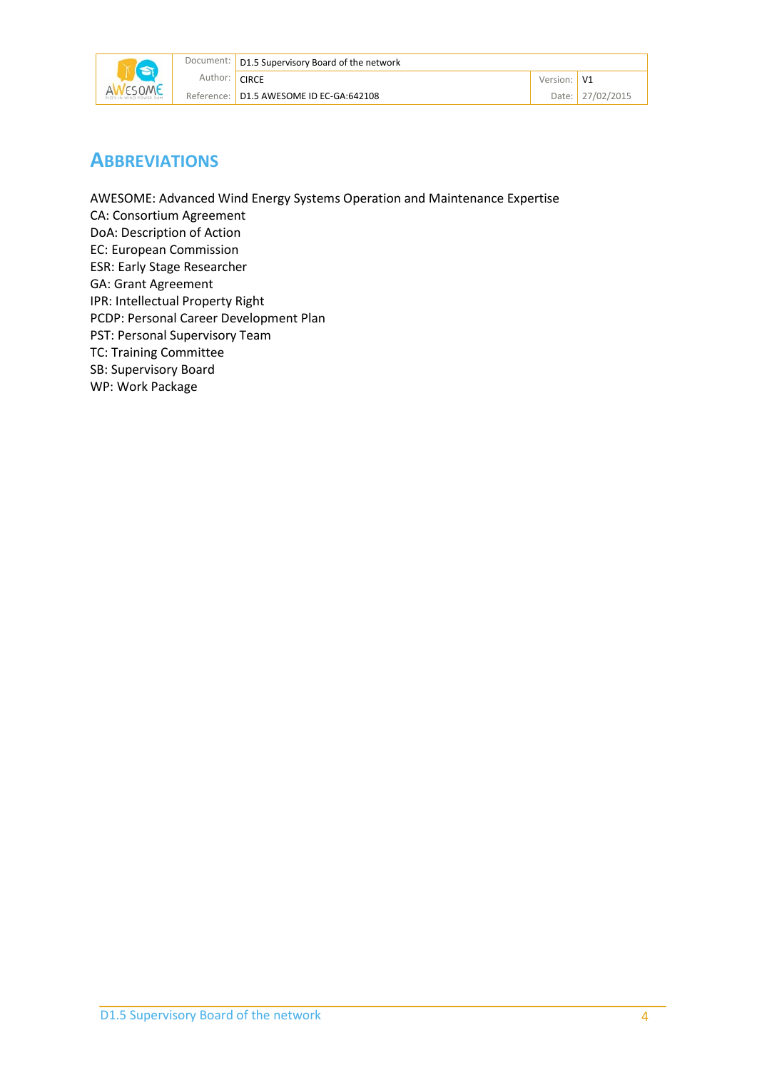# ABBREVIATIONS

AWESOME: Advanced Wind Energy Systems Operation and Maintenance Expertise
CA: Consortium Agreement
DoA: Description of Action
EC: European Commission
ESR: Early Stage Researcher
GA: Grant Agreement
IPR: Intellectual Property Right
PCDP: Personal Career Development Plan
PST: Personal Supervisory Team
TC: Training Committee
SB: Supervisory Board
WP: Work Package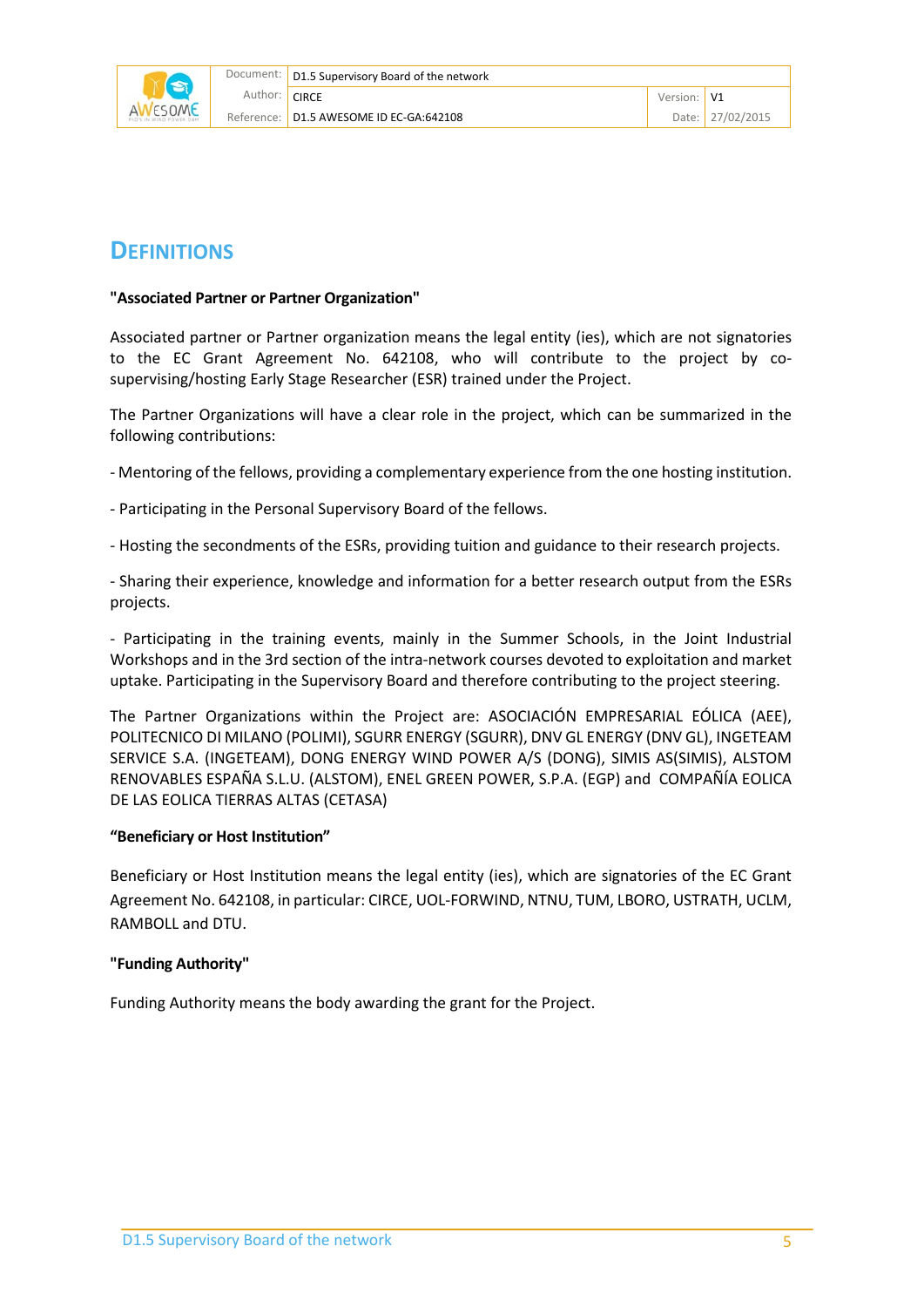# DEFINITIONS

**"Associated Partner or Partner Organization"**

Associated partner or Partner organization means the legal entity (ies), which are not signatories to the EC Grant Agreement No. 642108, who will contribute to the project by co-supervising/hosting Early Stage Researcher (ESR) trained under the Project.

The Partner Organizations will have a clear role in the project, which can be summarized in the following contributions:

- Mentoring of the fellows, providing a complementary experience from the one hosting institution.

- Participating in the Personal Supervisory Board of the fellows.

- Hosting the secondments of the ESRs, providing tuition and guidance to their research projects.

- Sharing their experience, knowledge and information for a better research output from the ESRs projects.

- Participating in the training events, mainly in the Summer Schools, in the Joint Industrial Workshops and in the 3rd section of the intra-network courses devoted to exploitation and market uptake. Participating in the Supervisory Board and therefore contributing to the project steering.

The Partner Organizations within the Project are: ASOCIACIÓN EMPRESARIAL EÓLICA (AEE), POLITECNICO DI MILANO (POLIMI), SGURR ENERGY (SGURR), DNV GL ENERGY (DNV GL), INGETEAM SERVICE S.A. (INGETEAM), DONG ENERGY WIND POWER A/S (DONG), SIMIS AS(SIMIS), ALSTOM RENOVABLES ESPAÑA S.L.U. (ALSTOM), ENEL GREEN POWER, S.P.A. (EGP) and COMPAÑÍA EOLICA DE LAS EOLICA TIERRAS ALTAS (CETASA)

**"Beneficiary or Host Institution"**

Beneficiary or Host Institution means the legal entity (ies), which are signatories of the EC Grant Agreement No. 642108, in particular: CIRCE, UOL-FORWIND, NTNU, TUM, LBORO, USTRATH, UCLM, RAMBOLL and DTU.

**"Funding Authority"**

Funding Authority means the body awarding the grant for the Project.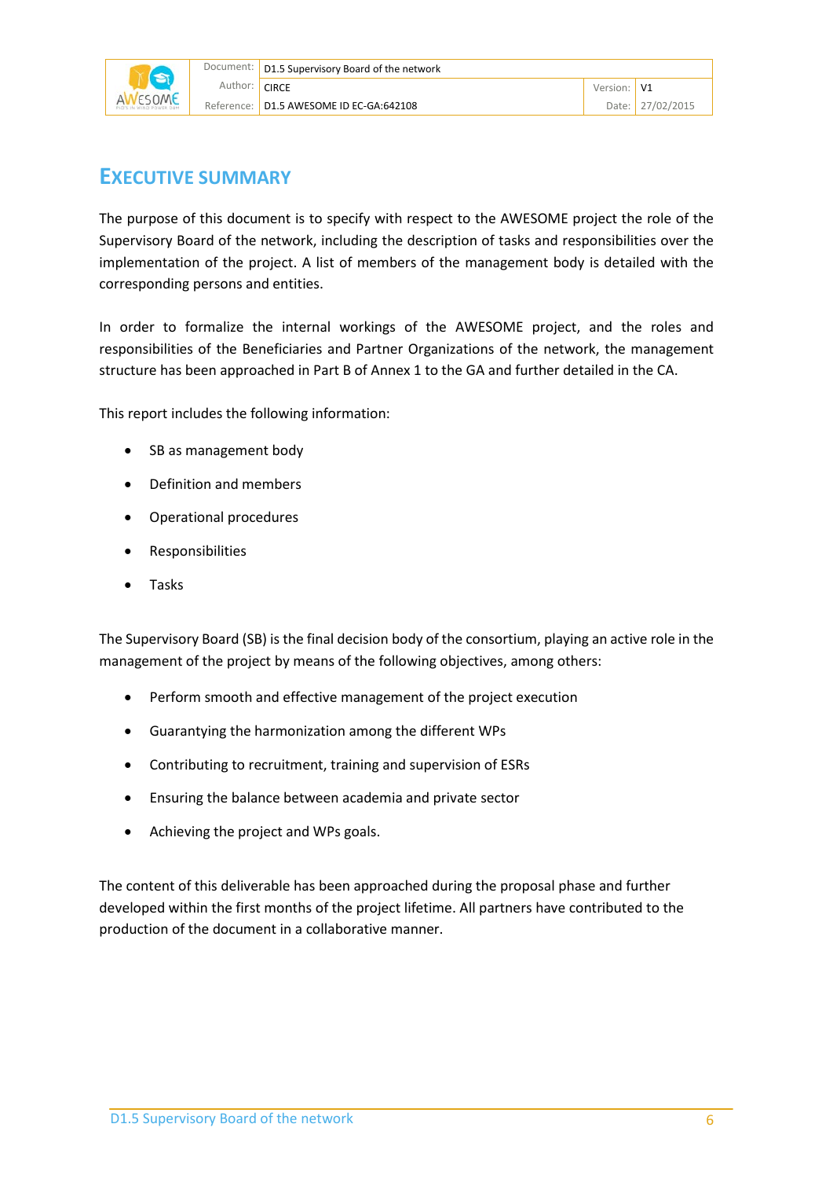# Executive Summary

The purpose of this document is to specify with respect to the AWESOME project the role of the Supervisory Board of the network, including the description of tasks and responsibilities over the implementation of the project. A list of members of the management body is detailed with the corresponding persons and entities.

In order to formalize the internal workings of the AWESOME project, and the roles and responsibilities of the Beneficiaries and Partner Organizations of the network, the management structure has been approached in Part B of Annex 1 to the GA and further detailed in the CA.

This report includes the following information:

- SB as management body
- Definition and members
- Operational procedures
- Responsibilities
- Tasks

The Supervisory Board (SB) is the final decision body of the consortium, playing an active role in the management of the project by means of the following objectives, among others:

- Perform smooth and effective management of the project execution
- Guarantying the harmonization among the different WPs
- Contributing to recruitment, training and supervision of ESRs
- Ensuring the balance between academia and private sector
- Achieving the project and WPs goals.

The content of this deliverable has been approached during the proposal phase and further developed within the first months of the project lifetime. All partners have contributed to the production of the document in a collaborative manner.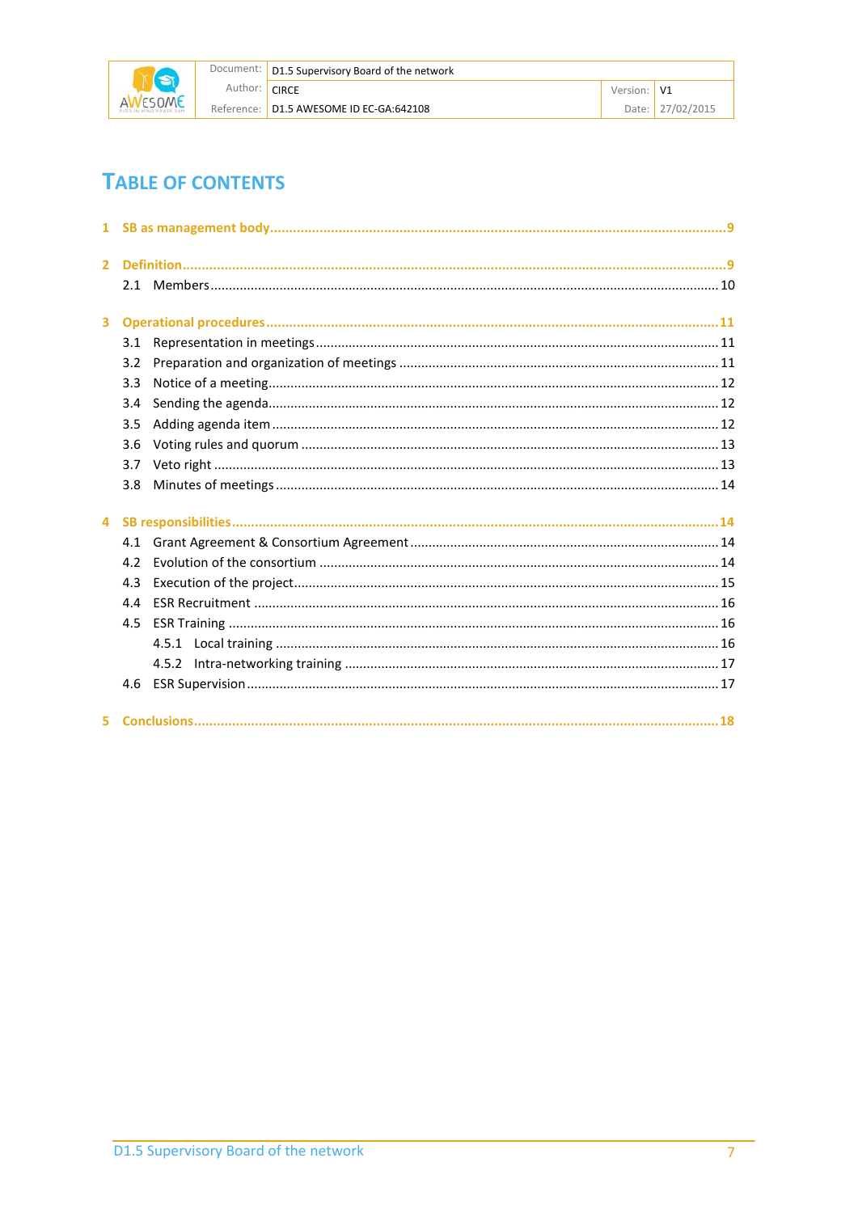# TABLE OF CONTENTS

1 SB as management body ....... 9

2 Definition ....... 9
- 2.1 Members ....... 10

3 Operational procedures ....... 11
- 3.1 Representation in meetings ....... 11
- 3.2 Preparation and organization of meetings ....... 11
- 3.3 Notice of a meeting ....... 12
- 3.4 Sending the agenda ....... 12
- 3.5 Adding agenda item ....... 12
- 3.6 Voting rules and quorum ....... 13
- 3.7 Veto right ....... 13
- 3.8 Minutes of meetings ....... 14

4 SB responsibilities ....... 14
- 4.1 Grant Agreement & Consortium Agreement ....... 14
- 4.2 Evolution of the consortium ....... 14
- 4.3 Execution of the project ....... 15
- 4.4 ESR Recruitment ....... 16
- 4.5 ESR Training ....... 16
  - 4.5.1 Local training ....... 16
  - 4.5.2 Intra-networking training ....... 17
- 4.6 ESR Supervision ....... 17

5 Conclusions ....... 18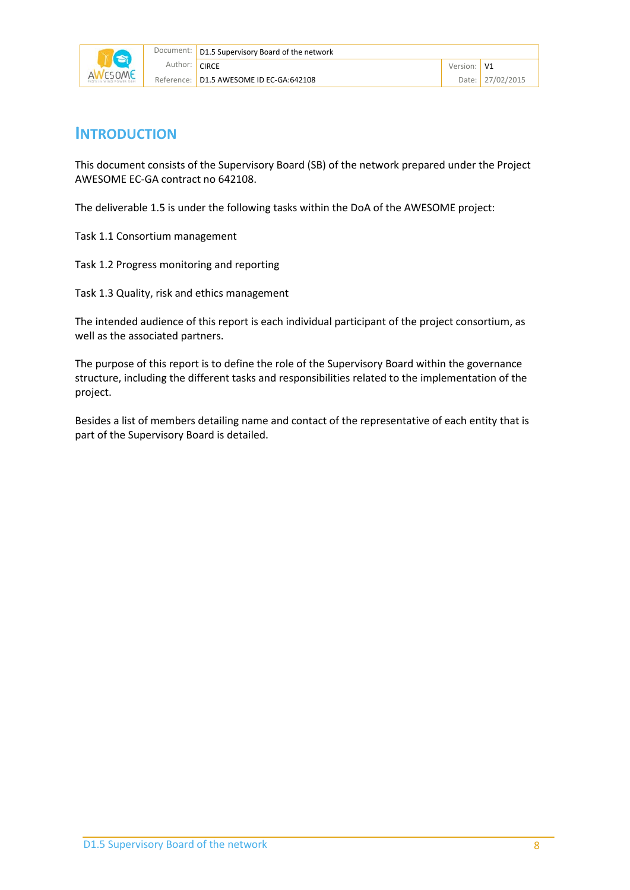# INTRODUCTION

This document consists of the Supervisory Board (SB) of the network prepared under the Project AWESOME EC-GA contract no 642108.

The deliverable 1.5 is under the following tasks within the DoA of the AWESOME project:

Task 1.1 Consortium management

Task 1.2 Progress monitoring and reporting

Task 1.3 Quality, risk and ethics management

The intended audience of this report is each individual participant of the project consortium, as well as the associated partners.

The purpose of this report is to define the role of the Supervisory Board within the governance structure, including the different tasks and responsibilities related to the implementation of the project.

Besides a list of members detailing name and contact of the representative of each entity that is part of the Supervisory Board is detailed.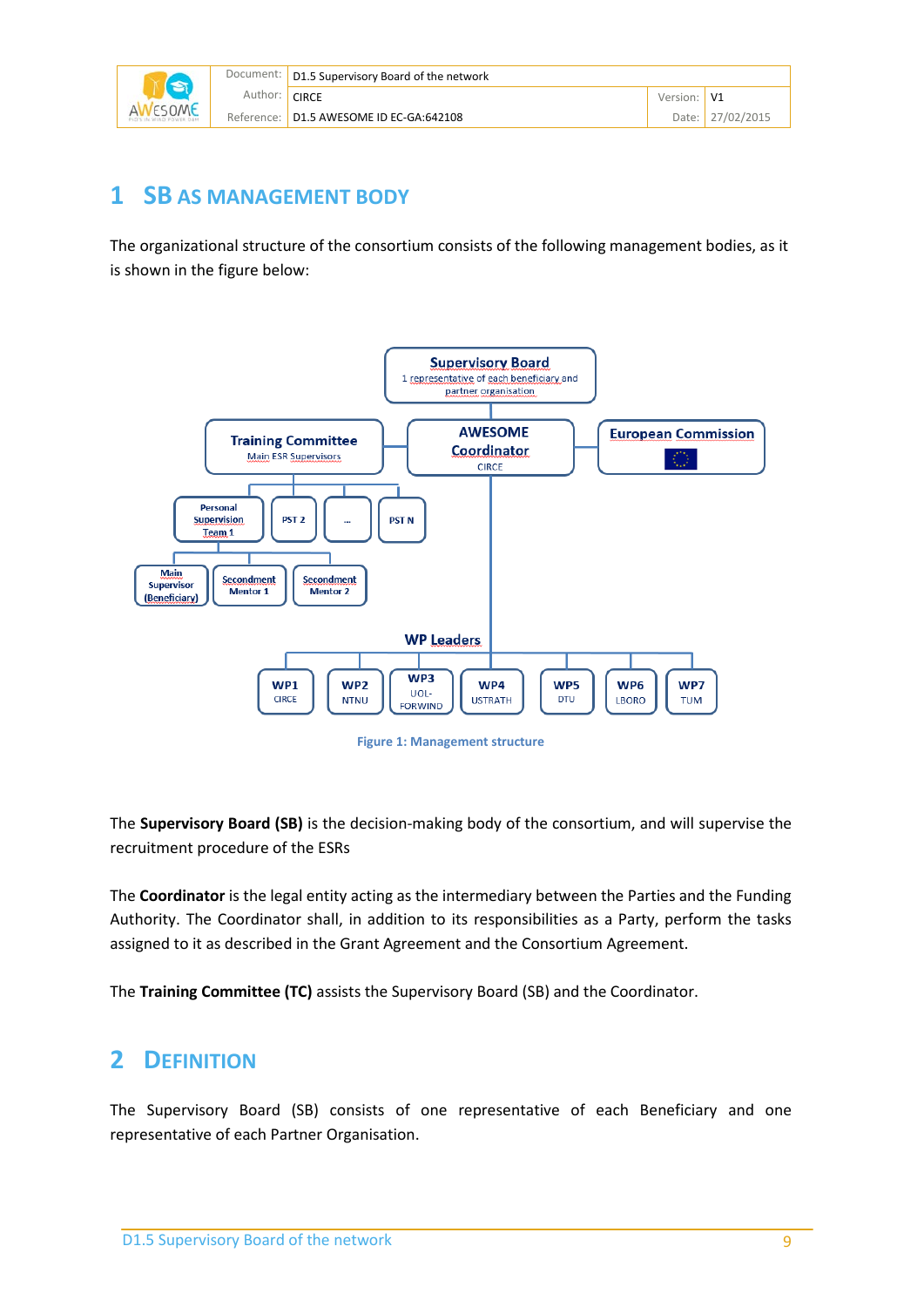# 1 SB AS MANAGEMENT BODY

The organizational structure of the consortium consists of the following management bodies, as it is shown in the figure below:

Figure 1: Management structure

The **Supervisory Board (SB)** is the decision-making body of the consortium, and will supervise the recruitment procedure of the ESRs

The **Coordinator** is the legal entity acting as the intermediary between the Parties and the Funding Authority. The Coordinator shall, in addition to its responsibilities as a Party, perform the tasks assigned to it as described in the Grant Agreement and the Consortium Agreement.

The **Training Committee (TC)** assists the Supervisory Board (SB) and the Coordinator.

# 2 DEFINITION

The Supervisory Board (SB) consists of one representative of each Beneficiary and one representative of each Partner Organisation.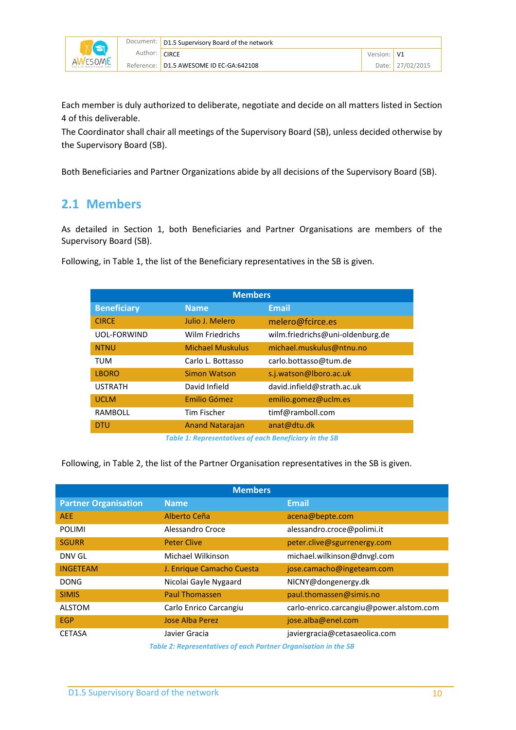Each member is duly authorized to deliberate, negotiate and decide on all matters listed in Section 4 of this deliverable.
The Coordinator shall chair all meetings of the Supervisory Board (SB), unless decided otherwise by the Supervisory Board (SB).

Both Beneficiaries and Partner Organizations abide by all decisions of the Supervisory Board (SB).

## 2.1 Members

As detailed in Section 1, both Beneficiaries and Partner Organisations are members of the Supervisory Board (SB).

Following, in Table 1, the list of the Beneficiary representatives in the SB is given.

| Members | | |
|---|---|---|
| **Beneficiary** | **Name** | **Email** |
| CIRCE | Julio J. Melero | melero@fcirce.es |
| UOL-FORWIND | Wilm Friedrichs | wilm.friedrichs@uni-oldenburg.de |
| NTNU | Michael Muskulus | michael.muskulus@ntnu.no |
| TUM | Carlo L. Bottasso | carlo.bottasso@tum.de |
| LBORO | Simon Watson | s.j.watson@lboro.ac.uk |
| USTRATH | David Infield | david.infield@strath.ac.uk |
| UCLM | Emilio Gómez | emilio.gomez@uclm.es |
| RAMBOLL | Tim Fischer | timf@ramboll.com |
| DTU | Anand Natarajan | anat@dtu.dk |

*Table 1: Representatives of each Beneficiary in the SB*

Following, in Table 2, the list of the Partner Organisation representatives in the SB is given.

| Members | | |
|---|---|---|
| **Partner Organisation** | **Name** | **Email** |
| AEE | Alberto Ceña | acena@bepte.com |
| POLIMI | Alessandro Croce | alessandro.croce@polimi.it |
| SGURR | Peter Clive | peter.clive@sgurrenergy.com |
| DNV GL | Michael Wilkinson | michael.wilkinson@dnvgl.com |
| INGETEAM | J. Enrique Camacho Cuesta | jose.camacho@ingeteam.com |
| DONG | Nicolai Gayle Nygaard | NICNY@dongenergy.dk |
| SIMIS | Paul Thomassen | paul.thomassen@simis.no |
| ALSTOM | Carlo Enrico Carcangiu | carlo-enrico.carcangiu@power.alstom.com |
| EGP | Jose Alba Perez | jose.alba@enel.com |
| CETASA | Javier Gracia | javiergracia@cetasaeolica.com |

*Table 2: Representatives of each Partner Organisation in the SB*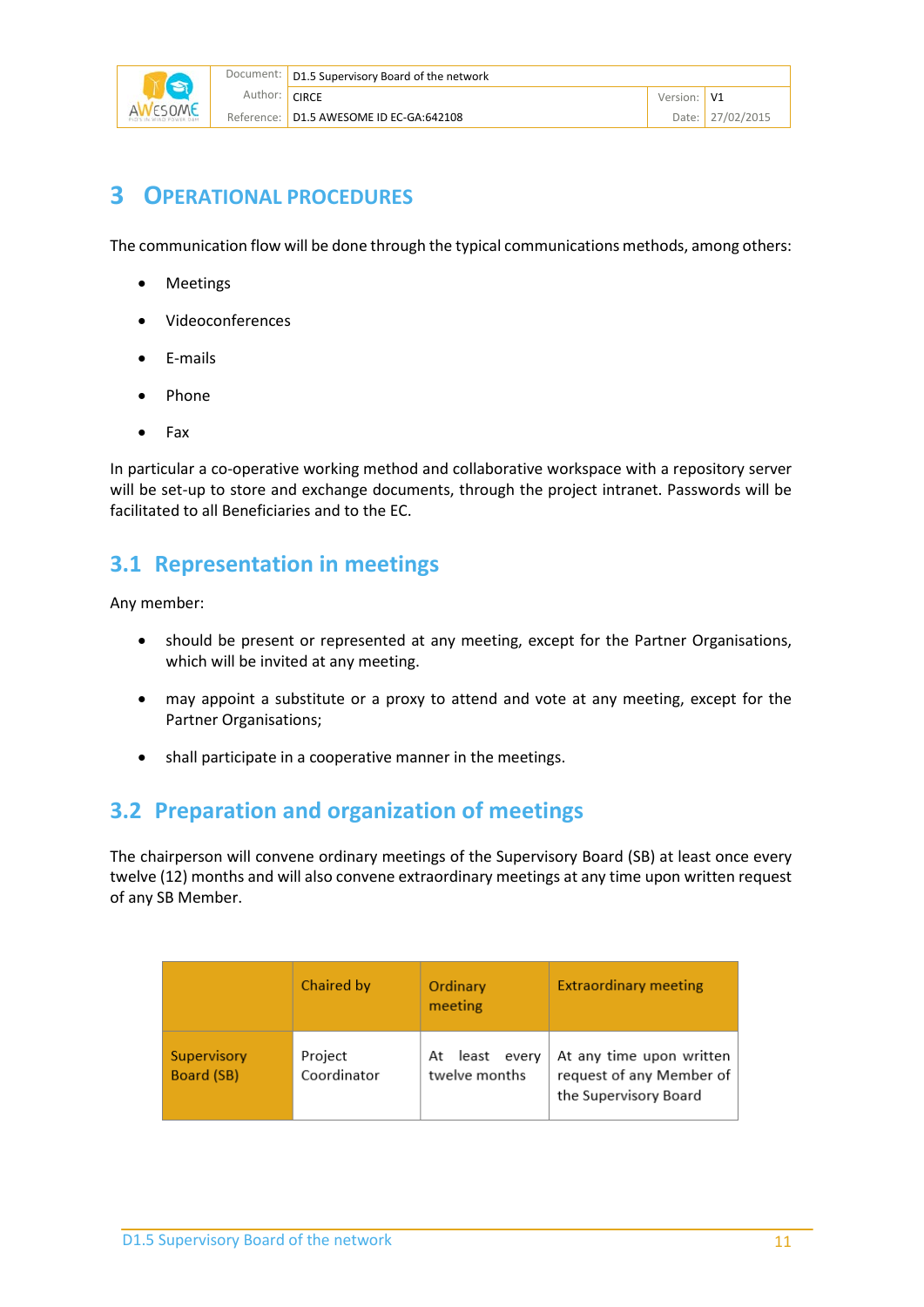# 3 OPERATIONAL PROCEDURES

The communication flow will be done through the typical communications methods, among others:

- Meetings
- Videoconferences
- E-mails
- Phone
- Fax

In particular a co-operative working method and collaborative workspace with a repository server will be set-up to store and exchange documents, through the project intranet. Passwords will be facilitated to all Beneficiaries and to the EC.

## 3.1 Representation in meetings

Any member:

- should be present or represented at any meeting, except for the Partner Organisations, which will be invited at any meeting.
- may appoint a substitute or a proxy to attend and vote at any meeting, except for the Partner Organisations;
- shall participate in a cooperative manner in the meetings.

## 3.2 Preparation and organization of meetings

The chairperson will convene ordinary meetings of the Supervisory Board (SB) at least once every twelve (12) months and will also convene extraordinary meetings at any time upon written request of any SB Member.

| | Chaired by | Ordinary meeting | Extraordinary meeting |
|---|---|---|---|
| Supervisory Board (SB) | Project Coordinator | At least every twelve months | At any time upon written request of any Member of the Supervisory Board |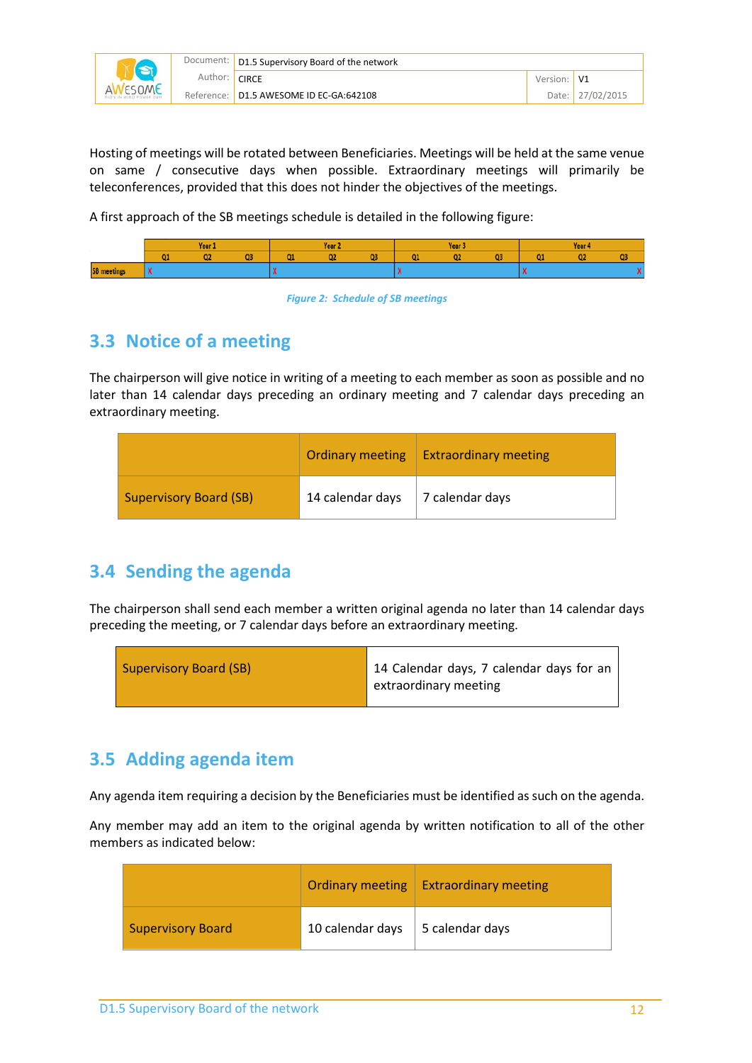Hosting of meetings will be rotated between Beneficiaries. Meetings will be held at the same venue on same / consecutive days when possible. Extraordinary meetings will primarily be teleconferences, provided that this does not hinder the objectives of the meetings.

A first approach of the SB meetings schedule is detailed in the following figure:

| | Year 1 | | | Year 2 | | | Year 3 | | | Year 4 | | |
|---|---|---|---|---|---|---|---|---|---|---|---|---|
| | Q1 | Q2 | Q3 | Q1 | Q2 | Q3 | Q1 | Q2 | Q3 | Q1 | Q2 | Q3 |
| SB meetings | X | | | X | | | X | | | X | | X |

*Figure 2: Schedule of SB meetings*

## 3.3 Notice of a meeting

The chairperson will give notice in writing of a meeting to each member as soon as possible and no later than 14 calendar days preceding an ordinary meeting and 7 calendar days preceding an extraordinary meeting.

| | Ordinary meeting | Extraordinary meeting |
|---|---|---|
| Supervisory Board (SB) | 14 calendar days | 7 calendar days |

## 3.4 Sending the agenda

The chairperson shall send each member a written original agenda no later than 14 calendar days preceding the meeting, or 7 calendar days before an extraordinary meeting.

| Supervisory Board (SB) | 14 Calendar days, 7 calendar days for an extraordinary meeting |
|---|---|

## 3.5 Adding agenda item

Any agenda item requiring a decision by the Beneficiaries must be identified as such on the agenda.

Any member may add an item to the original agenda by written notification to all of the other members as indicated below:

| | Ordinary meeting | Extraordinary meeting |
|---|---|---|
| Supervisory Board | 10 calendar days | 5 calendar days |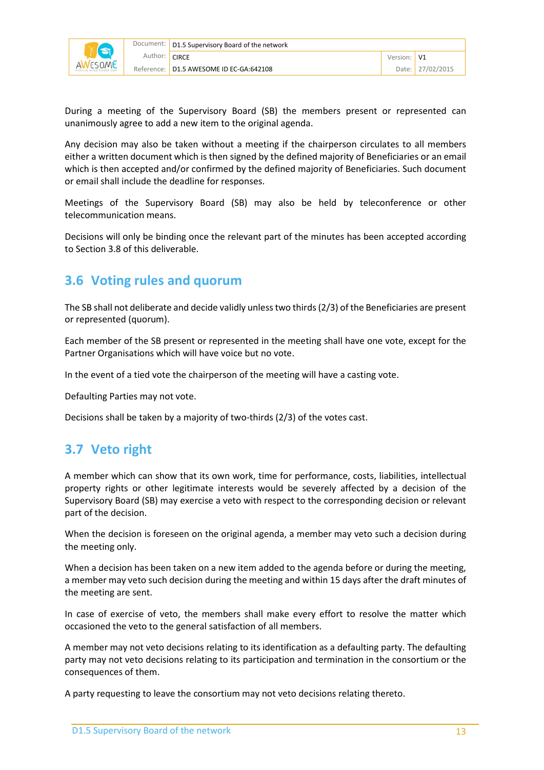During a meeting of the Supervisory Board (SB) the members present or represented can unanimously agree to add a new item to the original agenda.

Any decision may also be taken without a meeting if the chairperson circulates to all members either a written document which is then signed by the defined majority of Beneficiaries or an email which is then accepted and/or confirmed by the defined majority of Beneficiaries. Such document or email shall include the deadline for responses.

Meetings of the Supervisory Board (SB) may also be held by teleconference or other telecommunication means.

Decisions will only be binding once the relevant part of the minutes has been accepted according to Section 3.8 of this deliverable.

## 3.6 Voting rules and quorum

The SB shall not deliberate and decide validly unless two thirds (2/3) of the Beneficiaries are present or represented (quorum).

Each member of the SB present or represented in the meeting shall have one vote, except for the Partner Organisations which will have voice but no vote.

In the event of a tied vote the chairperson of the meeting will have a casting vote.

Defaulting Parties may not vote.

Decisions shall be taken by a majority of two-thirds (2/3) of the votes cast.

## 3.7 Veto right

A member which can show that its own work, time for performance, costs, liabilities, intellectual property rights or other legitimate interests would be severely affected by a decision of the Supervisory Board (SB) may exercise a veto with respect to the corresponding decision or relevant part of the decision.

When the decision is foreseen on the original agenda, a member may veto such a decision during the meeting only.

When a decision has been taken on a new item added to the agenda before or during the meeting, a member may veto such decision during the meeting and within 15 days after the draft minutes of the meeting are sent.

In case of exercise of veto, the members shall make every effort to resolve the matter which occasioned the veto to the general satisfaction of all members.

A member may not veto decisions relating to its identification as a defaulting party. The defaulting party may not veto decisions relating to its participation and termination in the consortium or the consequences of them.

A party requesting to leave the consortium may not veto decisions relating thereto.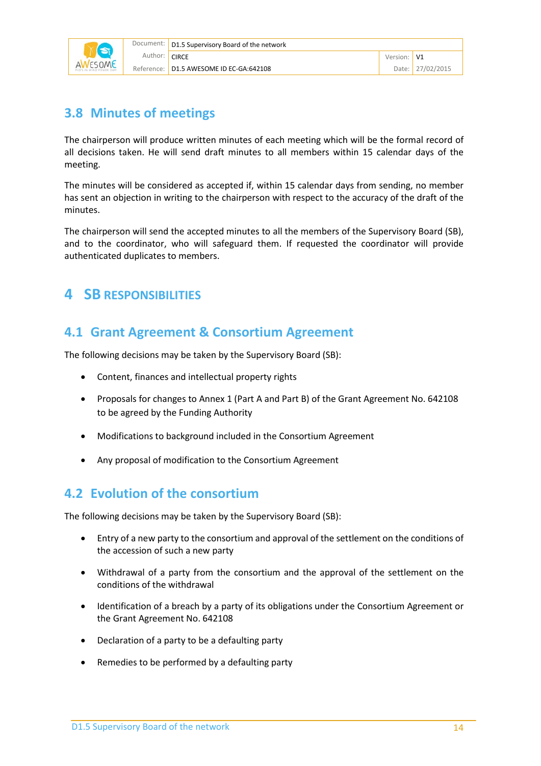## 3.8 Minutes of meetings

The chairperson will produce written minutes of each meeting which will be the formal record of all decisions taken. He will send draft minutes to all members within 15 calendar days of the meeting.

The minutes will be considered as accepted if, within 15 calendar days from sending, no member has sent an objection in writing to the chairperson with respect to the accuracy of the draft of the minutes.

The chairperson will send the accepted minutes to all the members of the Supervisory Board (SB), and to the coordinator, who will safeguard them. If requested the coordinator will provide authenticated duplicates to members.

# 4 SB RESPONSIBILITIES

## 4.1 Grant Agreement & Consortium Agreement

The following decisions may be taken by the Supervisory Board (SB):

- Content, finances and intellectual property rights
- Proposals for changes to Annex 1 (Part A and Part B) of the Grant Agreement No. 642108 to be agreed by the Funding Authority
- Modifications to background included in the Consortium Agreement
- Any proposal of modification to the Consortium Agreement

## 4.2 Evolution of the consortium

The following decisions may be taken by the Supervisory Board (SB):

- Entry of a new party to the consortium and approval of the settlement on the conditions of the accession of such a new party
- Withdrawal of a party from the consortium and the approval of the settlement on the conditions of the withdrawal
- Identification of a breach by a party of its obligations under the Consortium Agreement or the Grant Agreement No. 642108
- Declaration of a party to be a defaulting party
- Remedies to be performed by a defaulting party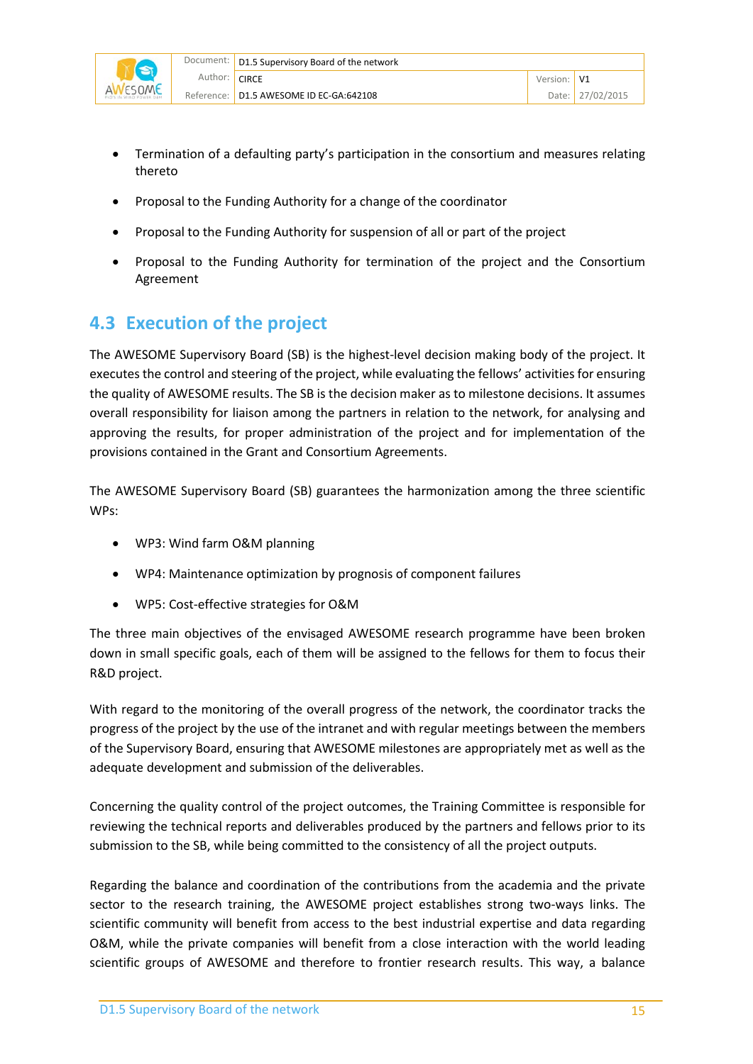- Termination of a defaulting party's participation in the consortium and measures relating thereto
- Proposal to the Funding Authority for a change of the coordinator
- Proposal to the Funding Authority for suspension of all or part of the project
- Proposal to the Funding Authority for termination of the project and the Consortium Agreement

## 4.3 Execution of the project

The AWESOME Supervisory Board (SB) is the highest-level decision making body of the project. It executes the control and steering of the project, while evaluating the fellows' activities for ensuring the quality of AWESOME results. The SB is the decision maker as to milestone decisions. It assumes overall responsibility for liaison among the partners in relation to the network, for analysing and approving the results, for proper administration of the project and for implementation of the provisions contained in the Grant and Consortium Agreements.

The AWESOME Supervisory Board (SB) guarantees the harmonization among the three scientific WPs:

- WP3: Wind farm O&M planning
- WP4: Maintenance optimization by prognosis of component failures
- WP5: Cost-effective strategies for O&M

The three main objectives of the envisaged AWESOME research programme have been broken down in small specific goals, each of them will be assigned to the fellows for them to focus their R&D project.

With regard to the monitoring of the overall progress of the network, the coordinator tracks the progress of the project by the use of the intranet and with regular meetings between the members of the Supervisory Board, ensuring that AWESOME milestones are appropriately met as well as the adequate development and submission of the deliverables.

Concerning the quality control of the project outcomes, the Training Committee is responsible for reviewing the technical reports and deliverables produced by the partners and fellows prior to its submission to the SB, while being committed to the consistency of all the project outputs.

Regarding the balance and coordination of the contributions from the academia and the private sector to the research training, the AWESOME project establishes strong two-ways links. The scientific community will benefit from access to the best industrial expertise and data regarding O&M, while the private companies will benefit from a close interaction with the world leading scientific groups of AWESOME and therefore to frontier research results. This way, a balance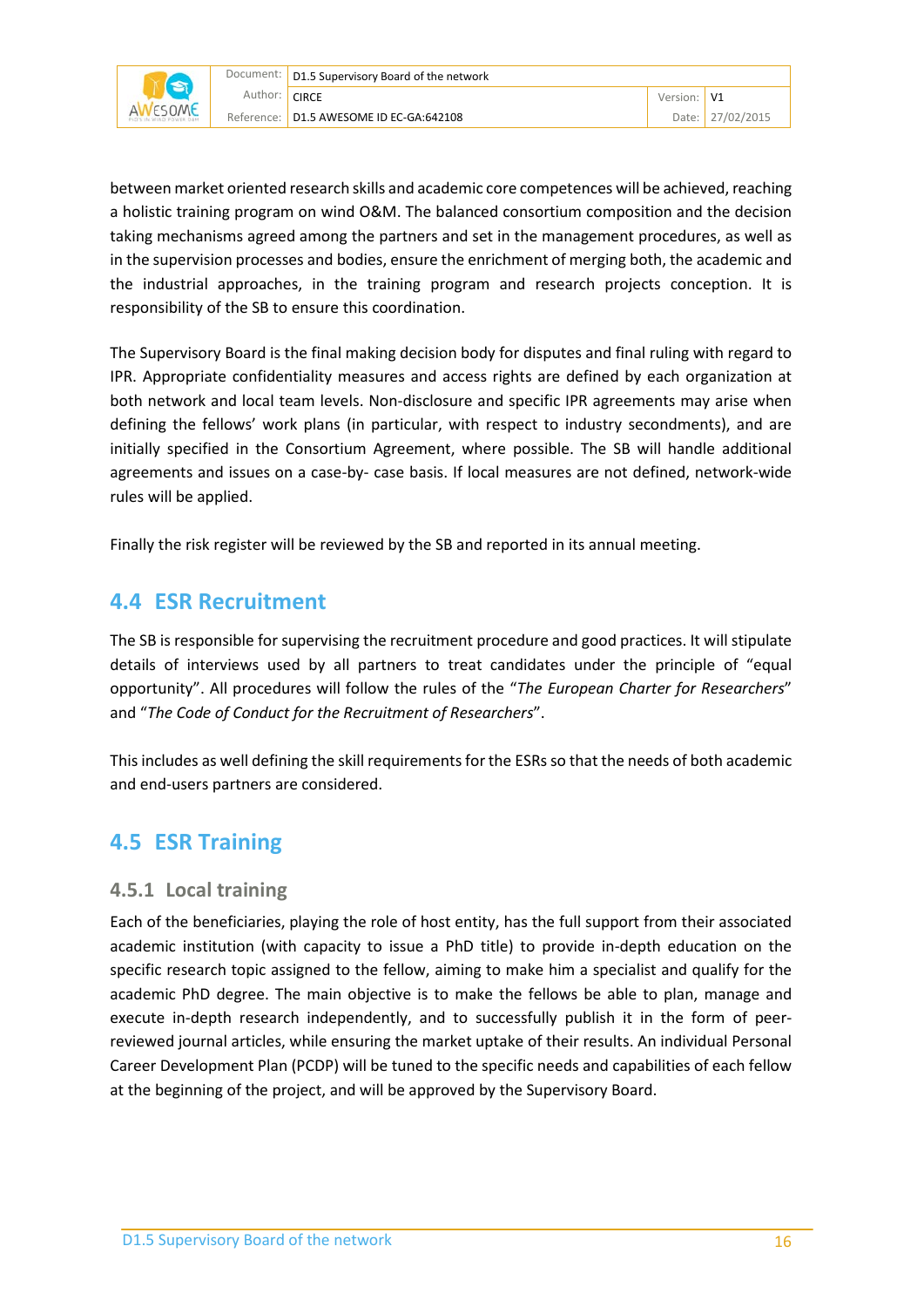between market oriented research skills and academic core competences will be achieved, reaching a holistic training program on wind O&M. The balanced consortium composition and the decision taking mechanisms agreed among the partners and set in the management procedures, as well as in the supervision processes and bodies, ensure the enrichment of merging both, the academic and the industrial approaches, in the training program and research projects conception. It is responsibility of the SB to ensure this coordination.

The Supervisory Board is the final making decision body for disputes and final ruling with regard to IPR. Appropriate confidentiality measures and access rights are defined by each organization at both network and local team levels. Non-disclosure and specific IPR agreements may arise when defining the fellows' work plans (in particular, with respect to industry secondments), and are initially specified in the Consortium Agreement, where possible. The SB will handle additional agreements and issues on a case-by- case basis. If local measures are not defined, network-wide rules will be applied.

Finally the risk register will be reviewed by the SB and reported in its annual meeting.

## 4.4 ESR Recruitment

The SB is responsible for supervising the recruitment procedure and good practices. It will stipulate details of interviews used by all partners to treat candidates under the principle of "equal opportunity". All procedures will follow the rules of the "*The European Charter for Researchers*" and "*The Code of Conduct for the Recruitment of Researchers*".

This includes as well defining the skill requirements for the ESRs so that the needs of both academic and end-users partners are considered.

## 4.5 ESR Training

### 4.5.1 Local training

Each of the beneficiaries, playing the role of host entity, has the full support from their associated academic institution (with capacity to issue a PhD title) to provide in-depth education on the specific research topic assigned to the fellow, aiming to make him a specialist and qualify for the academic PhD degree. The main objective is to make the fellows be able to plan, manage and execute in-depth research independently, and to successfully publish it in the form of peer-reviewed journal articles, while ensuring the market uptake of their results. An individual Personal Career Development Plan (PCDP) will be tuned to the specific needs and capabilities of each fellow at the beginning of the project, and will be approved by the Supervisory Board.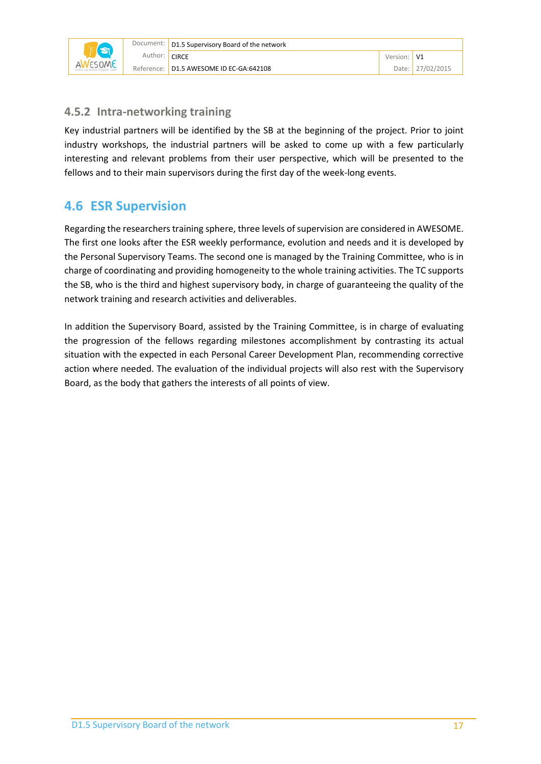### 4.5.2 Intra-networking training

Key industrial partners will be identified by the SB at the beginning of the project. Prior to joint industry workshops, the industrial partners will be asked to come up with a few particularly interesting and relevant problems from their user perspective, which will be presented to the fellows and to their main supervisors during the first day of the week-long events.

## 4.6 ESR Supervision

Regarding the researchers training sphere, three levels of supervision are considered in AWESOME. The first one looks after the ESR weekly performance, evolution and needs and it is developed by the Personal Supervisory Teams. The second one is managed by the Training Committee, who is in charge of coordinating and providing homogeneity to the whole training activities. The TC supports the SB, who is the third and highest supervisory body, in charge of guaranteeing the quality of the network training and research activities and deliverables.

In addition the Supervisory Board, assisted by the Training Committee, is in charge of evaluating the progression of the fellows regarding milestones accomplishment by contrasting its actual situation with the expected in each Personal Career Development Plan, recommending corrective action where needed. The evaluation of the individual projects will also rest with the Supervisory Board, as the body that gathers the interests of all points of view.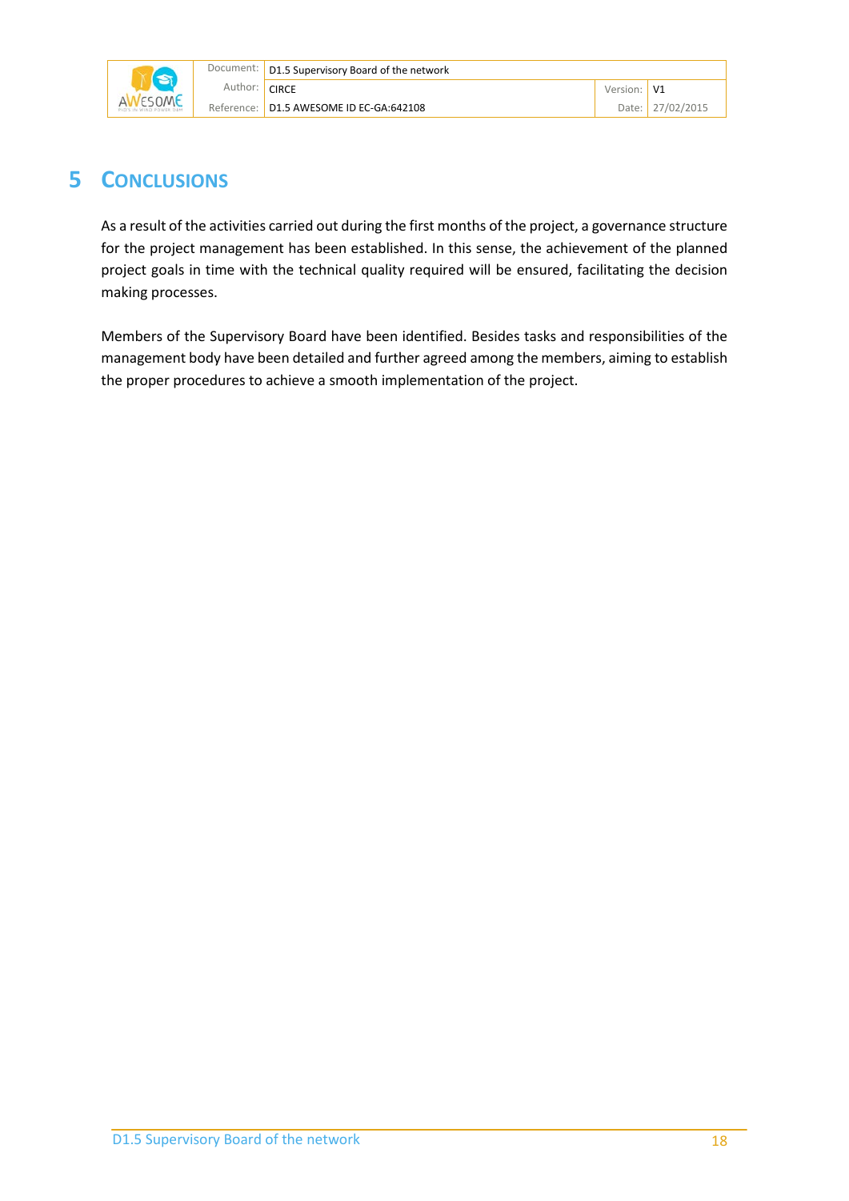# 5 CONCLUSIONS

As a result of the activities carried out during the first months of the project, a governance structure for the project management has been established. In this sense, the achievement of the planned project goals in time with the technical quality required will be ensured, facilitating the decision making processes.

Members of the Supervisory Board have been identified. Besides tasks and responsibilities of the management body have been detailed and further agreed among the members, aiming to establish the proper procedures to achieve a smooth implementation of the project.